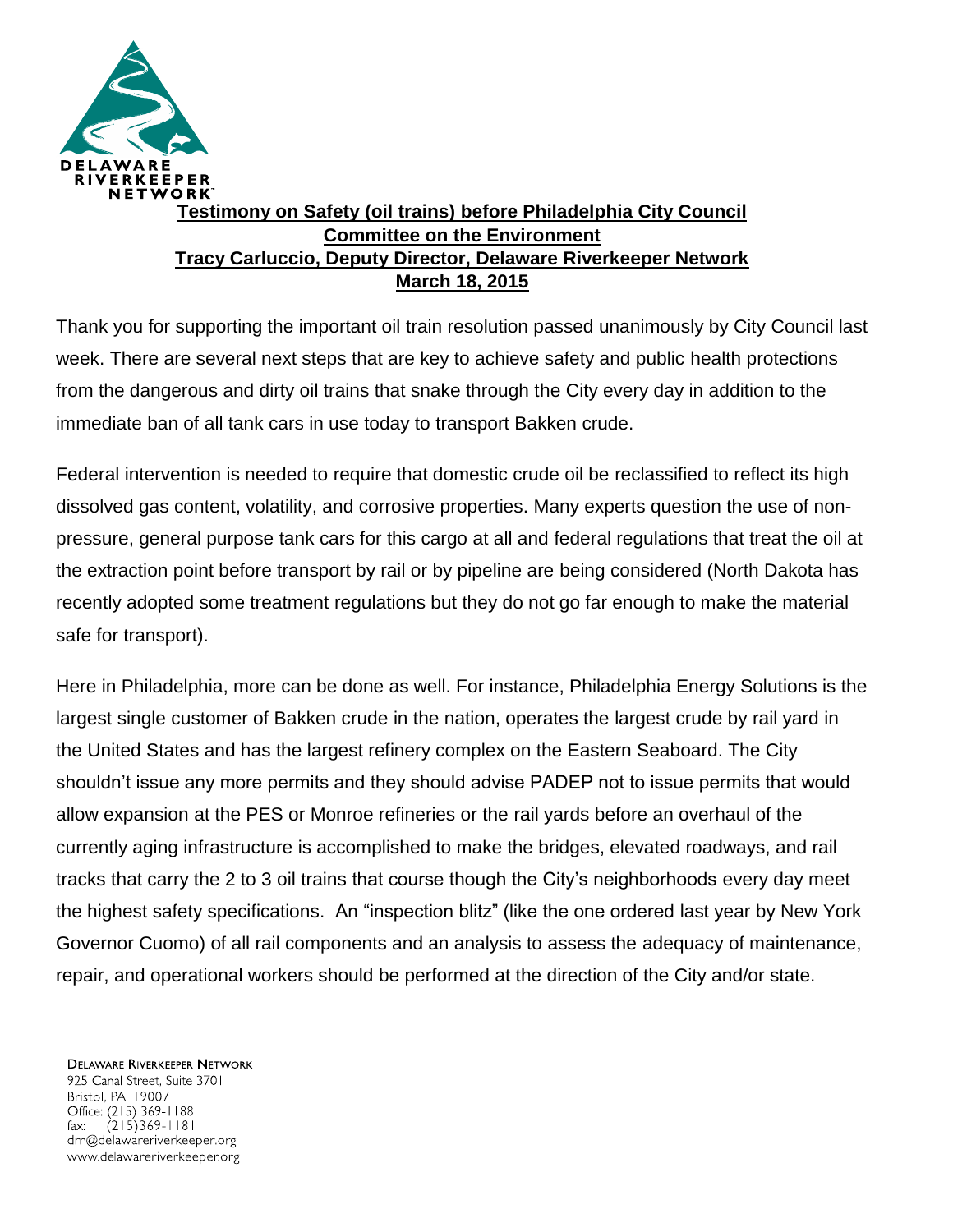DELAWARE RIVERKEEPER NETWORK

**Testimony on Safety (oil trains) before Philadelphia City Council Committee on the Environment**
**Tracy Carluccio, Deputy Director, Delaware Riverkeeper Network**
**March 18, 2015**

Thank you for supporting the important oil train resolution passed unanimously by City Council last week. There are several next steps that are key to achieve safety and public health protections from the dangerous and dirty oil trains that snake through the City every day in addition to the immediate ban of all tank cars in use today to transport Bakken crude.

Federal intervention is needed to require that domestic crude oil be reclassified to reflect its high dissolved gas content, volatility, and corrosive properties. Many experts question the use of non-pressure, general purpose tank cars for this cargo at all and federal regulations that treat the oil at the extraction point before transport by rail or by pipeline are being considered (North Dakota has recently adopted some treatment regulations but they do not go far enough to make the material safe for transport).

Here in Philadelphia, more can be done as well. For instance, Philadelphia Energy Solutions is the largest single customer of Bakken crude in the nation, operates the largest crude by rail yard in the United States and has the largest refinery complex on the Eastern Seaboard. The City shouldn't issue any more permits and they should advise PADEP not to issue permits that would allow expansion at the PES or Monroe refineries or the rail yards before an overhaul of the currently aging infrastructure is accomplished to make the bridges, elevated roadways, and rail tracks that carry the 2 to 3 oil trains that course though the City's neighborhoods every day meet the highest safety specifications. An "inspection blitz" (like the one ordered last year by New York Governor Cuomo) of all rail components and an analysis to assess the adequacy of maintenance, repair, and operational workers should be performed at the direction of the City and/or state.

DELAWARE RIVERKEEPER NETWORK
925 Canal Street, Suite 3701
Bristol, PA 19007
Office: (215) 369-1188
fax: (215)369-1181
drn@delawareriverkeeper.org
www.delawareriverkeeper.org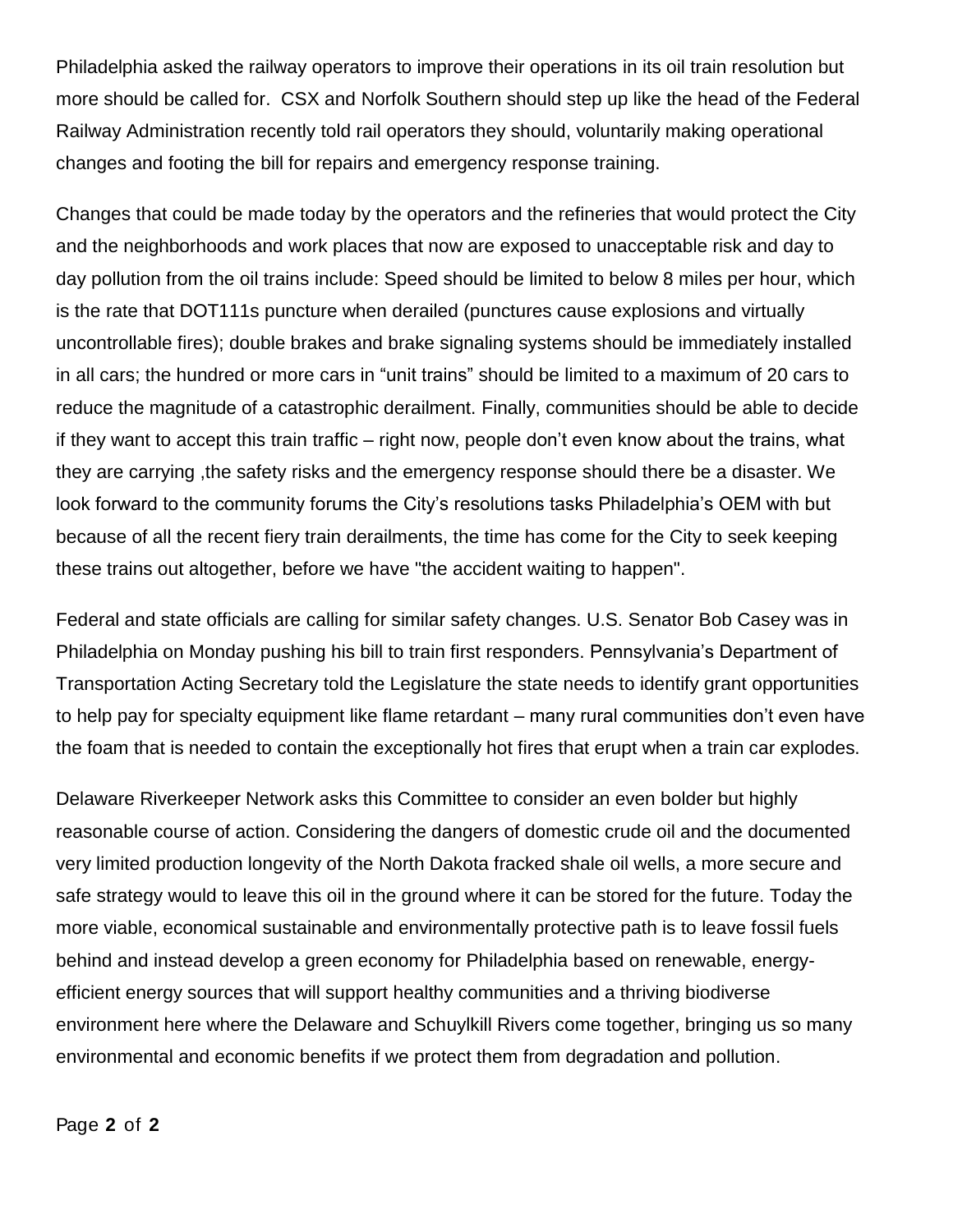Philadelphia asked the railway operators to improve their operations in its oil train resolution but more should be called for.  CSX and Norfolk Southern should step up like the head of the Federal Railway Administration recently told rail operators they should, voluntarily making operational changes and footing the bill for repairs and emergency response training.

Changes that could be made today by the operators and the refineries that would protect the City and the neighborhoods and work places that now are exposed to unacceptable risk and day to day pollution from the oil trains include: Speed should be limited to below 8 miles per hour, which is the rate that DOT111s puncture when derailed (punctures cause explosions and virtually uncontrollable fires); double brakes and brake signaling systems should be immediately installed in all cars; the hundred or more cars in "unit trains" should be limited to a maximum of 20 cars to reduce the magnitude of a catastrophic derailment. Finally, communities should be able to decide if they want to accept this train traffic – right now, people don't even know about the trains, what they are carrying ,the safety risks and the emergency response should there be a disaster. We look forward to the community forums the City's resolutions tasks Philadelphia's OEM with but because of all the recent fiery train derailments, the time has come for the City to seek keeping these trains out altogether, before we have "the accident waiting to happen".

Federal and state officials are calling for similar safety changes. U.S. Senator Bob Casey was in Philadelphia on Monday pushing his bill to train first responders. Pennsylvania's Department of Transportation Acting Secretary told the Legislature the state needs to identify grant opportunities to help pay for specialty equipment like flame retardant – many rural communities don't even have the foam that is needed to contain the exceptionally hot fires that erupt when a train car explodes.

Delaware Riverkeeper Network asks this Committee to consider an even bolder but highly reasonable course of action. Considering the dangers of domestic crude oil and the documented very limited production longevity of the North Dakota fracked shale oil wells, a more secure and safe strategy would to leave this oil in the ground where it can be stored for the future. Today the more viable, economical sustainable and environmentally protective path is to leave fossil fuels behind and instead develop a green economy for Philadelphia based on renewable, energy-efficient energy sources that will support healthy communities and a thriving biodiverse environment here where the Delaware and Schuylkill Rivers come together, bringing us so many environmental and economic benefits if we protect them from degradation and pollution.